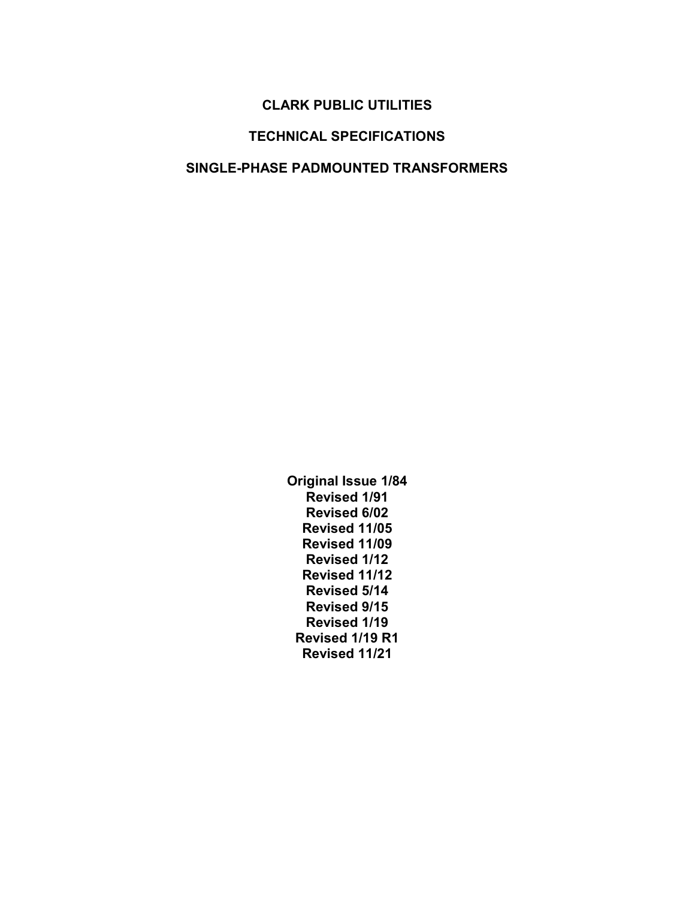# CLARK PUBLIC UTILITIES

## TECHNICAL SPECIFICATIONS

## SINGLE-PHASE PADMOUNTED TRANSFORMERS

**Original Issue 1/84**
**Revised 1/91**
**Revised 6/02**
**Revised 11/05**
**Revised 11/09**
**Revised 1/12**
**Revised 11/12**
**Revised 5/14**
**Revised 9/15**
**Revised 1/19**
**Revised 1/19 R1**
**Revised 11/21**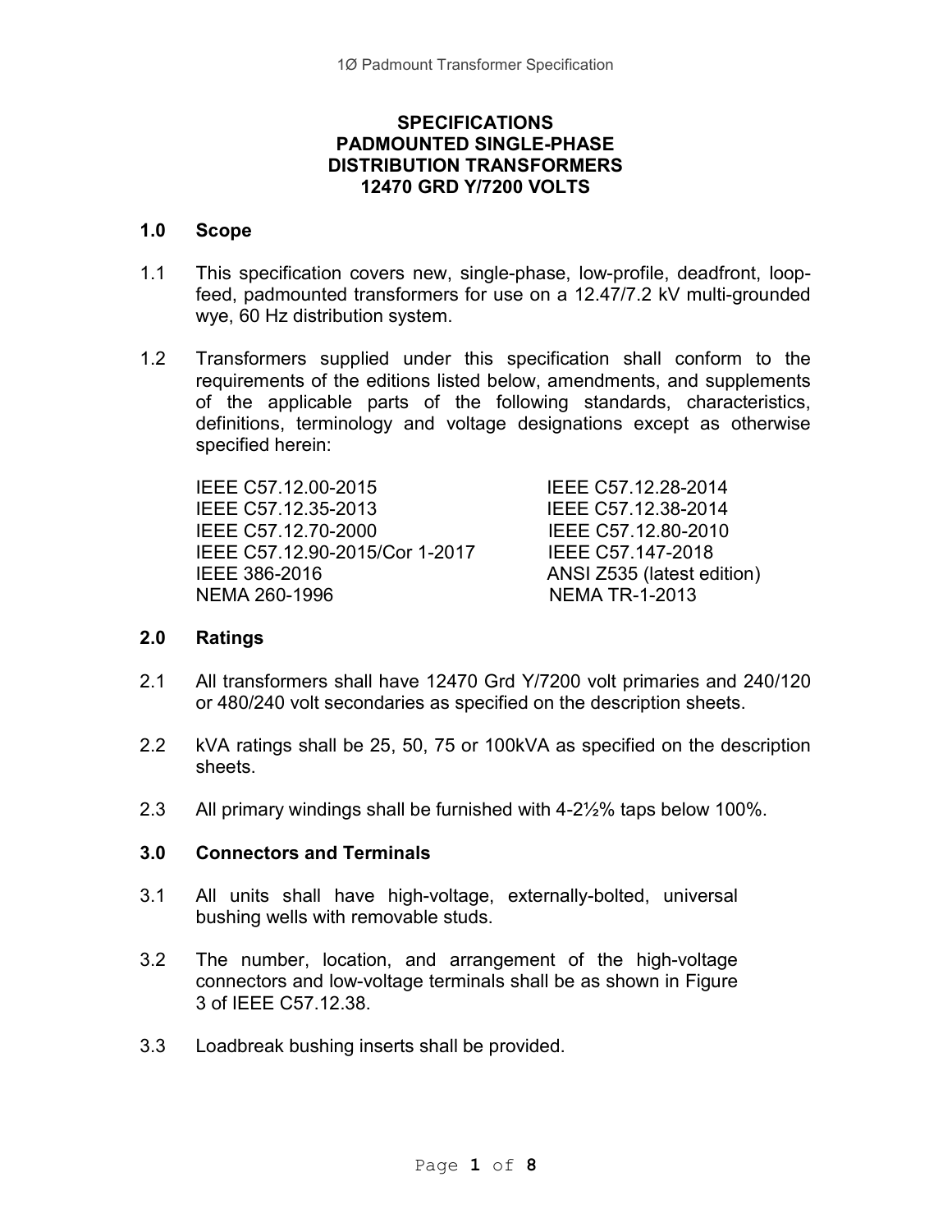**SPECIFICATIONS**
**PADMOUNTED SINGLE-PHASE**
**DISTRIBUTION TRANSFORMERS**
**12470 GRD Y/7200 VOLTS**

## 1.0 Scope

1.1 This specification covers new, single-phase, low-profile, deadfront, loop-feed, padmounted transformers for use on a 12.47/7.2 kV multi-grounded wye, 60 Hz distribution system.

1.2 Transformers supplied under this specification shall conform to the requirements of the editions listed below, amendments, and supplements of the applicable parts of the following standards, characteristics, definitions, terminology and voltage designations except as otherwise specified herein:

IEEE C57.12.00-2015
IEEE C57.12.28-2014
IEEE C57.12.35-2013
IEEE C57.12.38-2014
IEEE C57.12.70-2000
IEEE C57.12.80-2010
IEEE C57.12.90-2015/Cor 1-2017
IEEE C57.147-2018
IEEE 386-2016
ANSI Z535 (latest edition)
NEMA 260-1996
NEMA TR-1-2013

## 2.0 Ratings

2.1 All transformers shall have 12470 Grd Y/7200 volt primaries and 240/120 or 480/240 volt secondaries as specified on the description sheets.

2.2 kVA ratings shall be 25, 50, 75 or 100kVA as specified on the description sheets.

2.3 All primary windings shall be furnished with 4-2½% taps below 100%.

## 3.0 Connectors and Terminals

3.1 All units shall have high-voltage, externally-bolted, universal bushing wells with removable studs.

3.2 The number, location, and arrangement of the high-voltage connectors and low-voltage terminals shall be as shown in Figure 3 of IEEE C57.12.38.

3.3 Loadbreak bushing inserts shall be provided.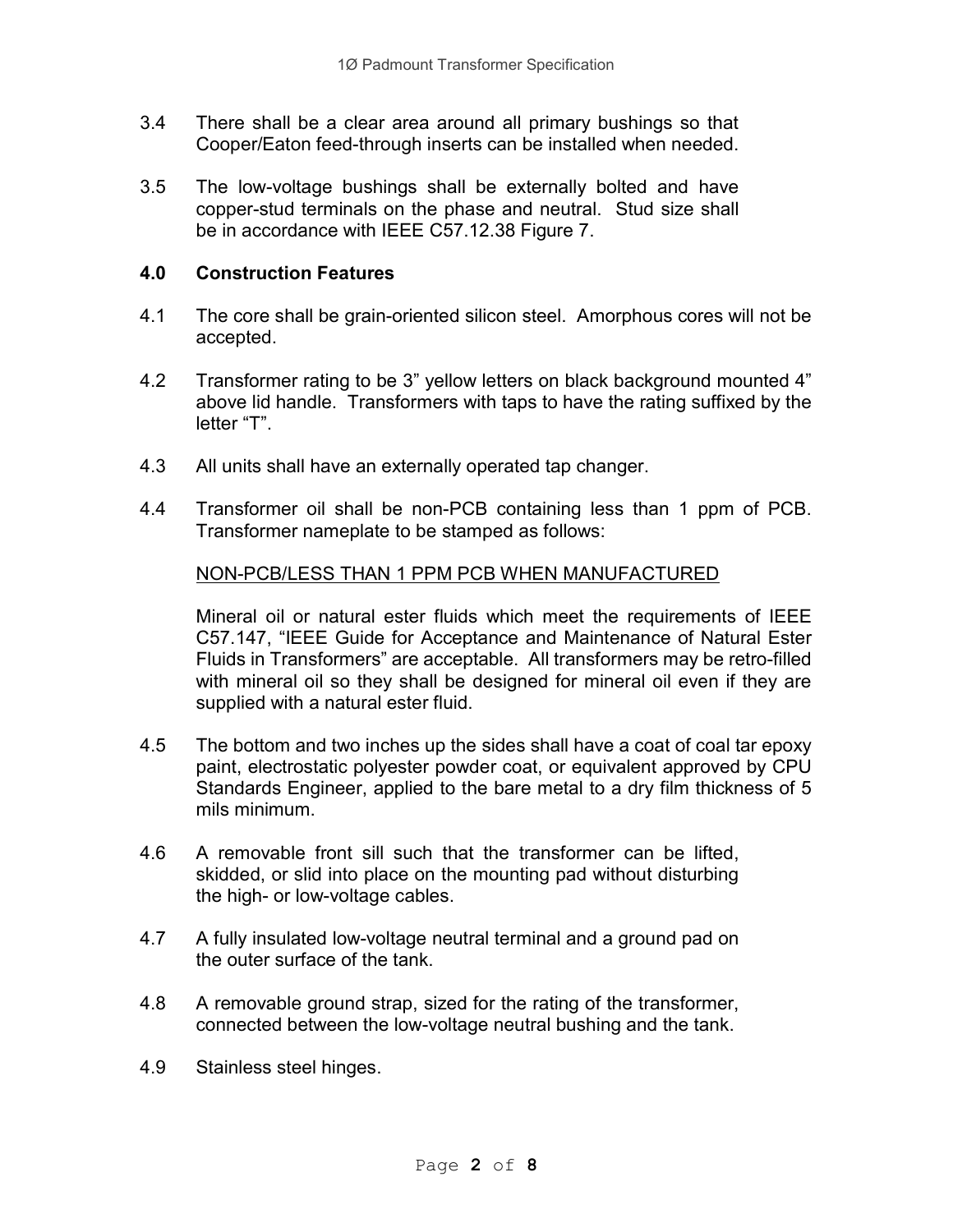3.4 There shall be a clear area around all primary bushings so that Cooper/Eaton feed-through inserts can be installed when needed.

3.5 The low-voltage bushings shall be externally bolted and have copper-stud terminals on the phase and neutral. Stud size shall be in accordance with IEEE C57.12.38 Figure 7.

## 4.0 Construction Features

4.1 The core shall be grain-oriented silicon steel. Amorphous cores will not be accepted.

4.2 Transformer rating to be 3" yellow letters on black background mounted 4" above lid handle. Transformers with taps to have the rating suffixed by the letter "T".

4.3 All units shall have an externally operated tap changer.

4.4 Transformer oil shall be non-PCB containing less than 1 ppm of PCB. Transformer nameplate to be stamped as follows:

<u>NON-PCB/LESS THAN 1 PPM PCB WHEN MANUFACTURED</u>

Mineral oil or natural ester fluids which meet the requirements of IEEE C57.147, "IEEE Guide for Acceptance and Maintenance of Natural Ester Fluids in Transformers" are acceptable. All transformers may be retro-filled with mineral oil so they shall be designed for mineral oil even if they are supplied with a natural ester fluid.

4.5 The bottom and two inches up the sides shall have a coat of coal tar epoxy paint, electrostatic polyester powder coat, or equivalent approved by CPU Standards Engineer, applied to the bare metal to a dry film thickness of 5 mils minimum.

4.6 A removable front sill such that the transformer can be lifted, skidded, or slid into place on the mounting pad without disturbing the high- or low-voltage cables.

4.7 A fully insulated low-voltage neutral terminal and a ground pad on the outer surface of the tank.

4.8 A removable ground strap, sized for the rating of the transformer, connected between the low-voltage neutral bushing and the tank.

4.9 Stainless steel hinges.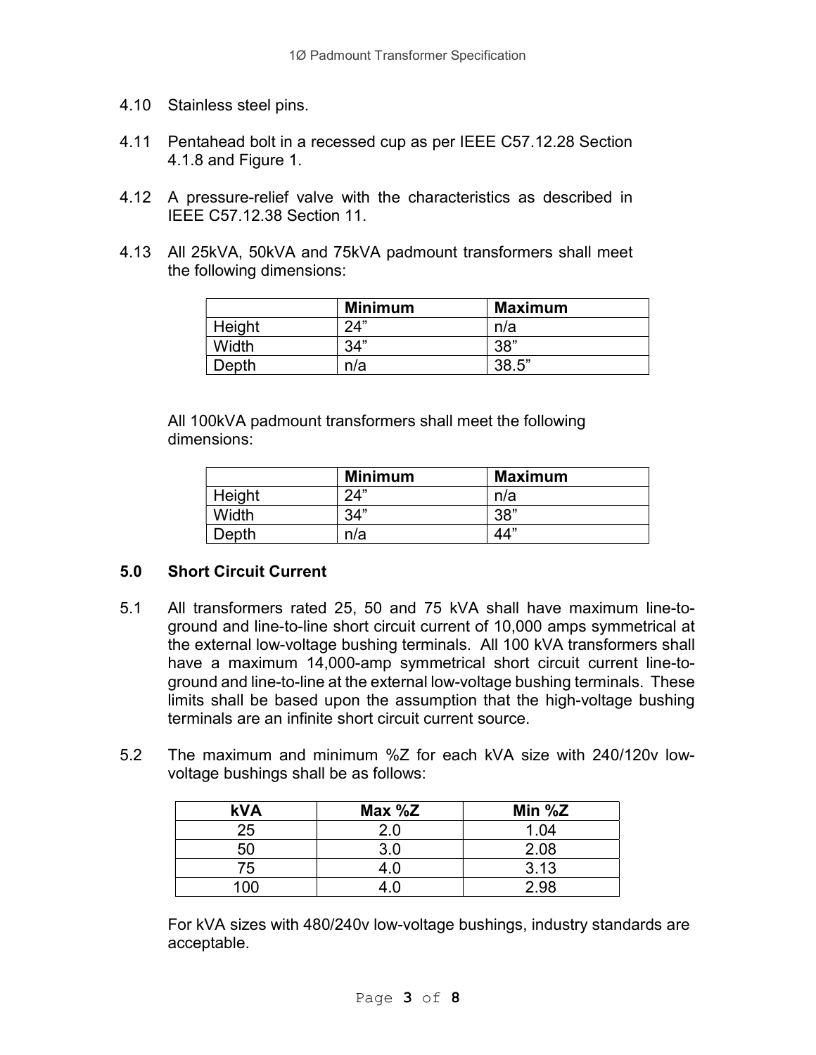4.10 Stainless steel pins.

4.11 Pentahead bolt in a recessed cup as per IEEE C57.12.28 Section 4.1.8 and Figure 1.

4.12 A pressure-relief valve with the characteristics as described in IEEE C57.12.38 Section 11.

4.13 All 25kVA, 50kVA and 75kVA padmount transformers shall meet the following dimensions:

| | Minimum | Maximum |
|---|---|---|
| Height | 24" | n/a |
| Width | 34" | 38" |
| Depth | n/a | 38.5" |

All 100kVA padmount transformers shall meet the following dimensions:

| | Minimum | Maximum |
|---|---|---|
| Height | 24" | n/a |
| Width | 34" | 38" |
| Depth | n/a | 44" |

## 5.0 Short Circuit Current

5.1 All transformers rated 25, 50 and 75 kVA shall have maximum line-to-ground and line-to-line short circuit current of 10,000 amps symmetrical at the external low-voltage bushing terminals. All 100 kVA transformers shall have a maximum 14,000-amp symmetrical short circuit current line-to-ground and line-to-line at the external low-voltage bushing terminals. These limits shall be based upon the assumption that the high-voltage bushing terminals are an infinite short circuit current source.

5.2 The maximum and minimum %Z for each kVA size with 240/120v low-voltage bushings shall be as follows:

| kVA | Max %Z | Min %Z |
|---|---|---|
| 25 | 2.0 | 1.04 |
| 50 | 3.0 | 2.08 |
| 75 | 4.0 | 3.13 |
| 100 | 4.0 | 2.98 |

For kVA sizes with 480/240v low-voltage bushings, industry standards are acceptable.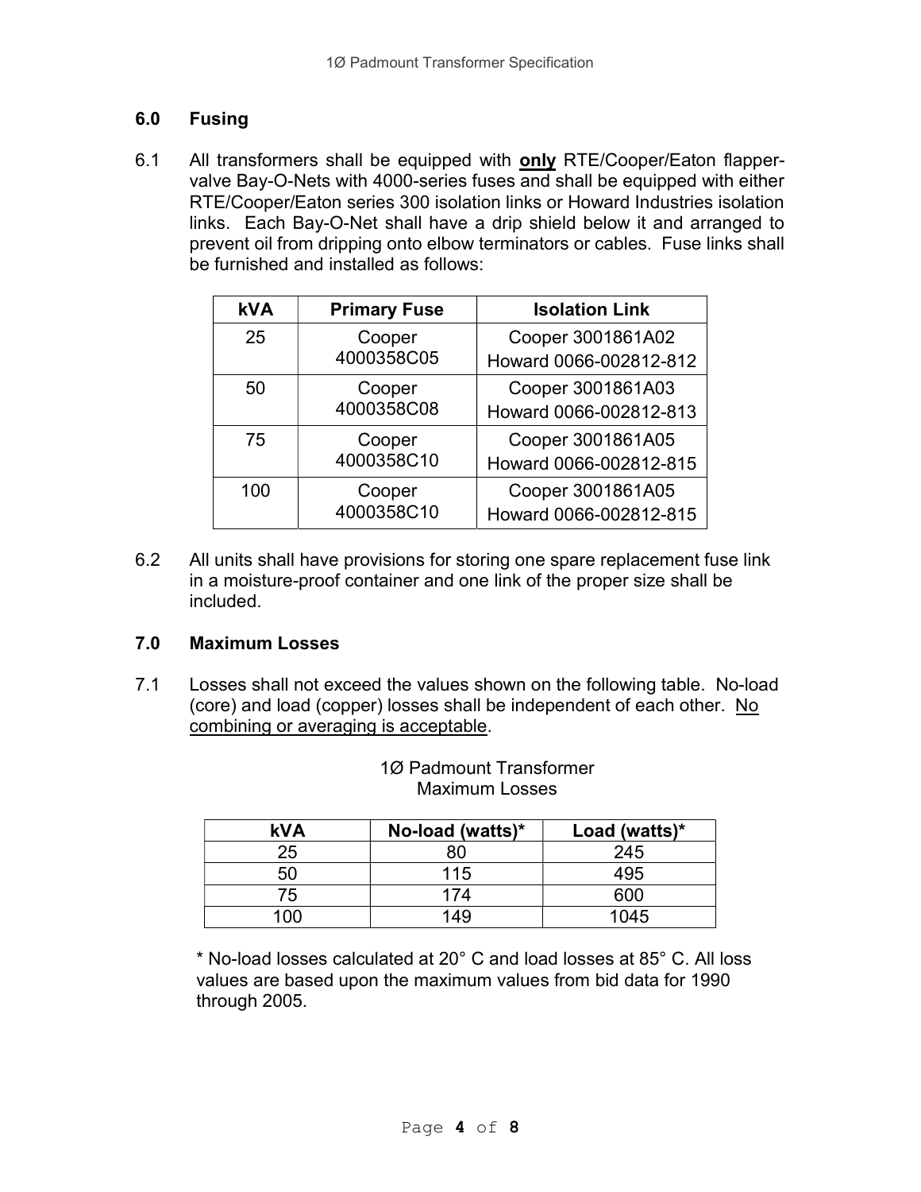## 6.0 Fusing

6.1 All transformers shall be equipped with **only** RTE/Cooper/Eaton flapper-valve Bay-O-Nets with 4000-series fuses and shall be equipped with either RTE/Cooper/Eaton series 300 isolation links or Howard Industries isolation links. Each Bay-O-Net shall have a drip shield below it and arranged to prevent oil from dripping onto elbow terminators or cables. Fuse links shall be furnished and installed as follows:

| kVA | Primary Fuse | Isolation Link |
|---|---|---|
| 25 | Cooper 4000358C05 | Cooper 3001861A02<br>Howard 0066-002812-812 |
| 50 | Cooper 4000358C08 | Cooper 3001861A03<br>Howard 0066-002812-813 |
| 75 | Cooper 4000358C10 | Cooper 3001861A05<br>Howard 0066-002812-815 |
| 100 | Cooper 4000358C10 | Cooper 3001861A05<br>Howard 0066-002812-815 |

6.2 All units shall have provisions for storing one spare replacement fuse link in a moisture-proof container and one link of the proper size shall be included.

## 7.0 Maximum Losses

7.1 Losses shall not exceed the values shown on the following table. No-load (core) and load (copper) losses shall be independent of each other. <u>No combining or averaging is acceptable</u>.

1Ø Padmount Transformer
Maximum Losses

| kVA | No-load (watts)* | Load (watts)* |
|---|---|---|
| 25 | 80 | 245 |
| 50 | 115 | 495 |
| 75 | 174 | 600 |
| 100 | 149 | 1045 |

* No-load losses calculated at 20° C and load losses at 85° C. All loss values are based upon the maximum values from bid data for 1990 through 2005.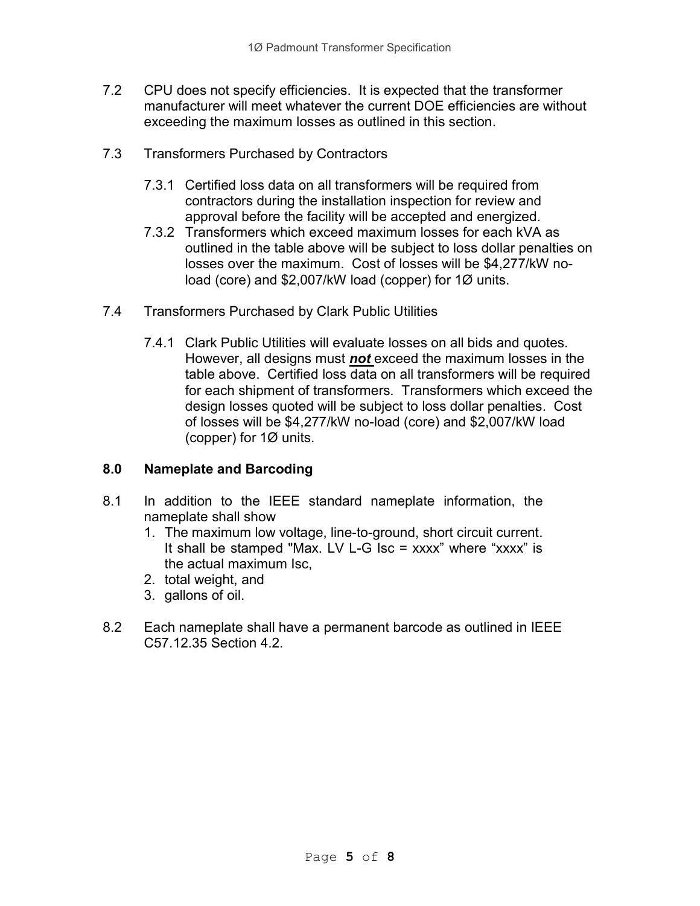7.2 CPU does not specify efficiencies. It is expected that the transformer manufacturer will meet whatever the current DOE efficiencies are without exceeding the maximum losses as outlined in this section.

7.3 Transformers Purchased by Contractors

- 7.3.1 Certified loss data on all transformers will be required from contractors during the installation inspection for review and approval before the facility will be accepted and energized.
- 7.3.2 Transformers which exceed maximum losses for each kVA as outlined in the table above will be subject to loss dollar penalties on losses over the maximum. Cost of losses will be $4,277/kW no-load (core) and $2,007/kW load (copper) for 1Ø units.

7.4 Transformers Purchased by Clark Public Utilities

- 7.4.1 Clark Public Utilities will evaluate losses on all bids and quotes. However, all designs must ***not*** exceed the maximum losses in the table above. Certified loss data on all transformers will be required for each shipment of transformers. Transformers which exceed the design losses quoted will be subject to loss dollar penalties. Cost of losses will be $4,277/kW no-load (core) and $2,007/kW load (copper) for 1Ø units.

## 8.0 Nameplate and Barcoding

8.1 In addition to the IEEE standard nameplate information, the nameplate shall show

1. The maximum low voltage, line-to-ground, short circuit current. It shall be stamped "Max. LV L-G Isc = xxxx" where "xxxx" is the actual maximum Isc,
2. total weight, and
3. gallons of oil.

8.2 Each nameplate shall have a permanent barcode as outlined in IEEE C57.12.35 Section 4.2.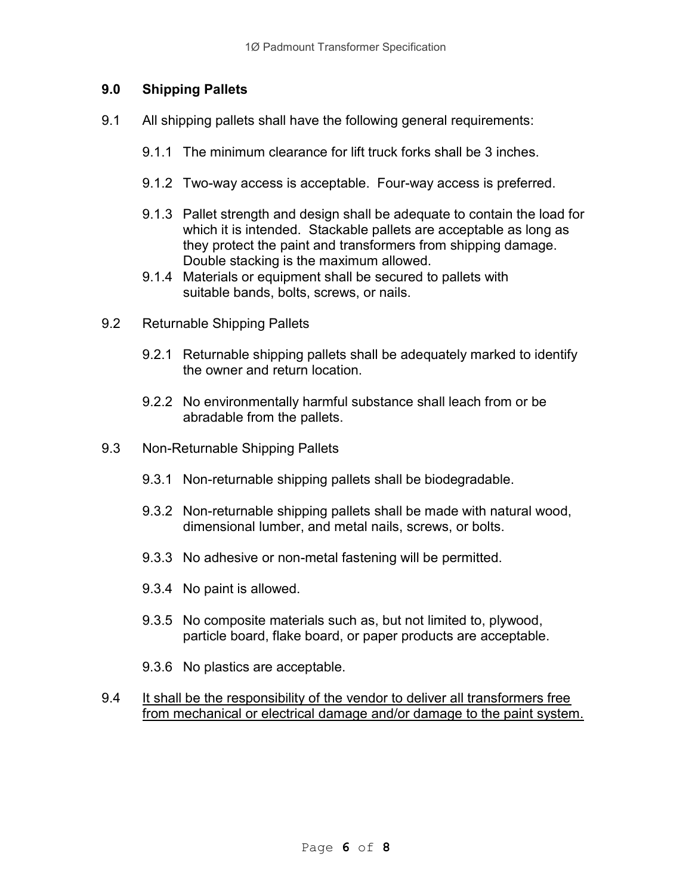## 9.0 Shipping Pallets

9.1 All shipping pallets shall have the following general requirements:

9.1.1 The minimum clearance for lift truck forks shall be 3 inches.

9.1.2 Two-way access is acceptable. Four-way access is preferred.

9.1.3 Pallet strength and design shall be adequate to contain the load for which it is intended. Stackable pallets are acceptable as long as they protect the paint and transformers from shipping damage. Double stacking is the maximum allowed.

9.1.4 Materials or equipment shall be secured to pallets with suitable bands, bolts, screws, or nails.

9.2 Returnable Shipping Pallets

9.2.1 Returnable shipping pallets shall be adequately marked to identify the owner and return location.

9.2.2 No environmentally harmful substance shall leach from or be abradable from the pallets.

9.3 Non-Returnable Shipping Pallets

9.3.1 Non-returnable shipping pallets shall be biodegradable.

9.3.2 Non-returnable shipping pallets shall be made with natural wood, dimensional lumber, and metal nails, screws, or bolts.

9.3.3 No adhesive or non-metal fastening will be permitted.

9.3.4 No paint is allowed.

9.3.5 No composite materials such as, but not limited to, plywood, particle board, flake board, or paper products are acceptable.

9.3.6 No plastics are acceptable.

9.4 <u>It shall be the responsibility of the vendor to deliver all transformers free from mechanical or electrical damage and/or damage to the paint system.</u>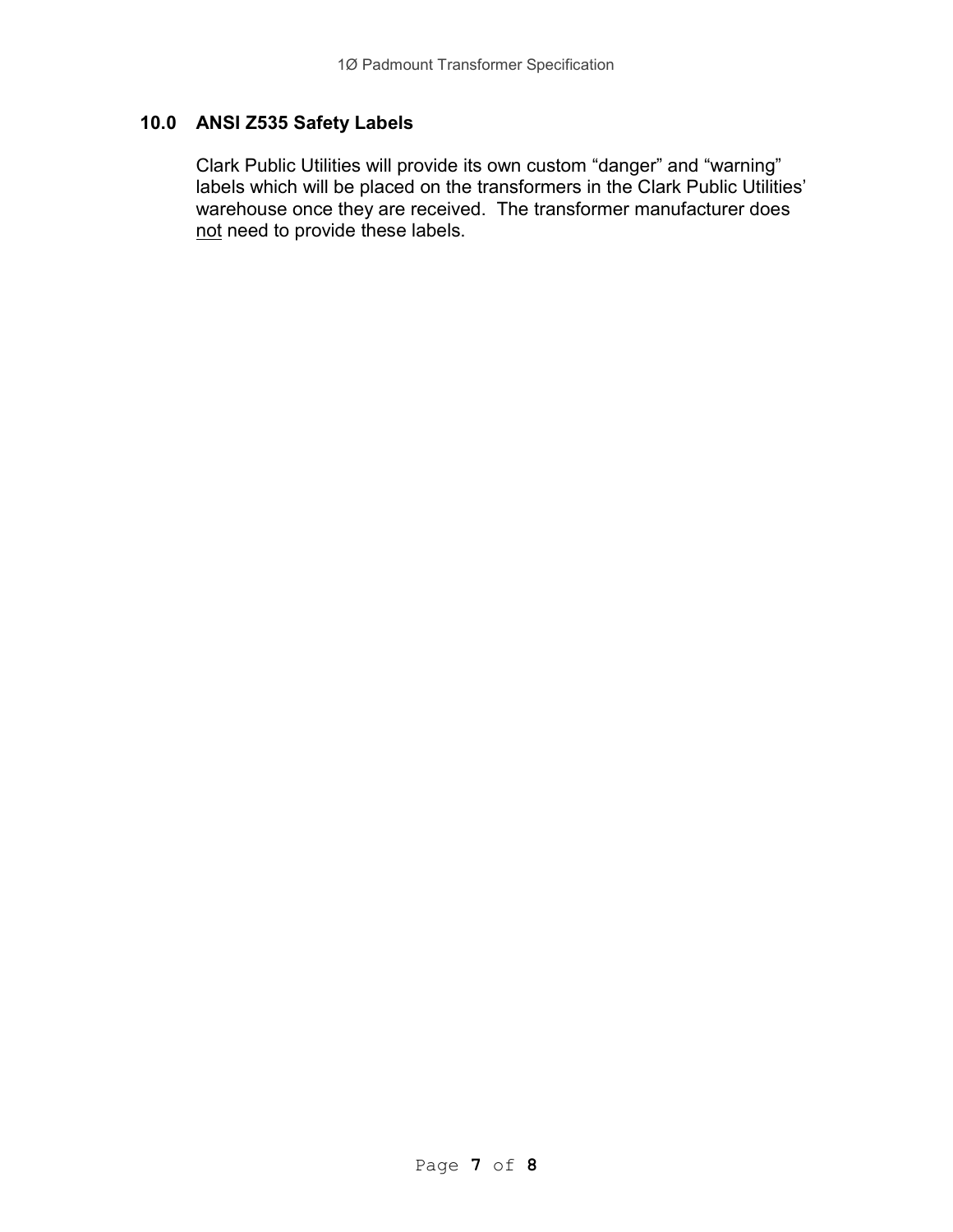## 10.0 ANSI Z535 Safety Labels

Clark Public Utilities will provide its own custom “danger” and “warning” labels which will be placed on the transformers in the Clark Public Utilities’ warehouse once they are received. The transformer manufacturer does <u>not</u> need to provide these labels.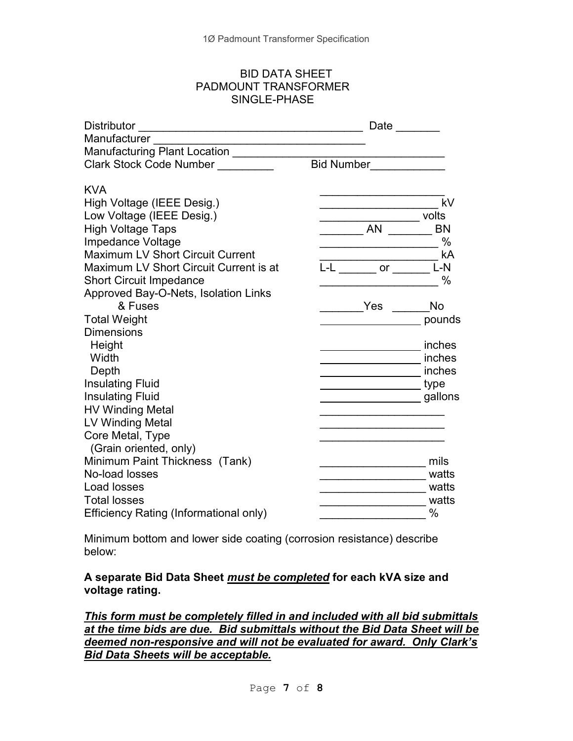# BID DATA SHEET
## PADMOUNT TRANSFORMER
## SINGLE-PHASE

Distributor ___________________________________ Date _______
Manufacturer _________________________________
Manufacturing Plant Location ________________________________
Clark Stock Code Number _________ Bid Number____________

| | |
|---|---|
| KVA | ____________________ |
| High Voltage (IEEE Desig.) | ___________________ kV |
| Low Voltage (IEEE Desig.) | ________________ volts |
| High Voltage Taps | _______ AN _______ BN |
| Impedance Voltage | ___________________ % |
| Maximum LV Short Circuit Current | ___________________ kA |
| Maximum LV Short Circuit Current is at | L-L ______ or ______ L-N |
| Short Circuit Impedance | ___________________ % |
| Approved Bay-O-Nets, Isolation Links & Fuses | _______Yes ______No |
| Total Weight | ________________ pounds |
| Dimensions | |
| Height | ________________ inches |
| Width | ________________ inches |
| Depth | ________________ inches |
| Insulating Fluid | ________________ type |
| Insulating Fluid | ________________ gallons |
| HV Winding Metal | ____________________ |
| LV Winding Metal | ____________________ |
| Core Metal, Type (Grain oriented, only) | ____________________ |
| Minimum Paint Thickness (Tank) | _________________ mils |
| No-load losses | _________________ watts |
| Load losses | _________________ watts |
| Total losses | _________________ watts |
| Efficiency Rating (Informational only) | _________________ % |

Minimum bottom and lower side coating (corrosion resistance) describe below:

**A separate Bid Data Sheet *must be completed* for each kVA size and voltage rating.**

***This form must be completely filled in and included with all bid submittals at the time bids are due. Bid submittals without the Bid Data Sheet will be deemed non-responsive and will not be evaluated for award. Only Clark's Bid Data Sheets will be acceptable.***